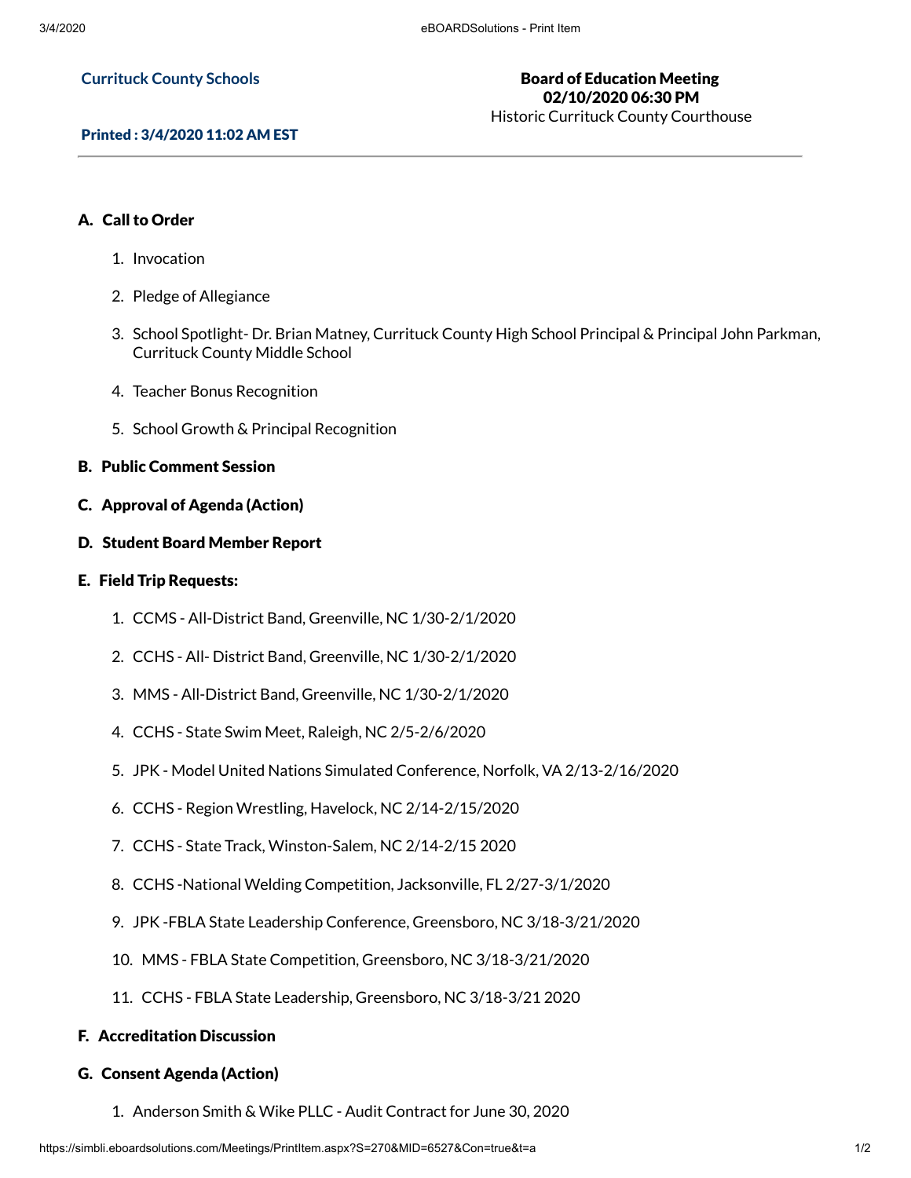**Currituck County Schools**

**Printed : 3/4/2020 11:02 AM EST**

**Board of Education Meeting**
**02/10/2020 06:30 PM**
Historic Currituck County Courthouse

## A. Call to Order

1. Invocation
2. Pledge of Allegiance
3. School Spotlight- Dr. Brian Matney, Currituck County High School Principal & Principal John Parkman, Currituck County Middle School
4. Teacher Bonus Recognition
5. School Growth & Principal Recognition

## B. Public Comment Session

## C. Approval of Agenda (Action)

## D. Student Board Member Report

## E. Field Trip Requests:

1. CCMS - All-District Band, Greenville, NC 1/30-2/1/2020
2. CCHS - All- District Band, Greenville, NC 1/30-2/1/2020
3. MMS - All-District Band, Greenville, NC 1/30-2/1/2020
4. CCHS - State Swim Meet, Raleigh, NC 2/5-2/6/2020
5. JPK - Model United Nations Simulated Conference, Norfolk, VA 2/13-2/16/2020
6. CCHS - Region Wrestling, Havelock, NC 2/14-2/15/2020
7. CCHS - State Track, Winston-Salem, NC 2/14-2/15 2020
8. CCHS -National Welding Competition, Jacksonville, FL 2/27-3/1/2020
9. JPK -FBLA State Leadership Conference, Greensboro, NC 3/18-3/21/2020
10. MMS - FBLA State Competition, Greensboro, NC 3/18-3/21/2020
11. CCHS - FBLA State Leadership, Greensboro, NC 3/18-3/21 2020

## F. Accreditation Discussion

## G. Consent Agenda (Action)

1. Anderson Smith & Wike PLLC - Audit Contract for June 30, 2020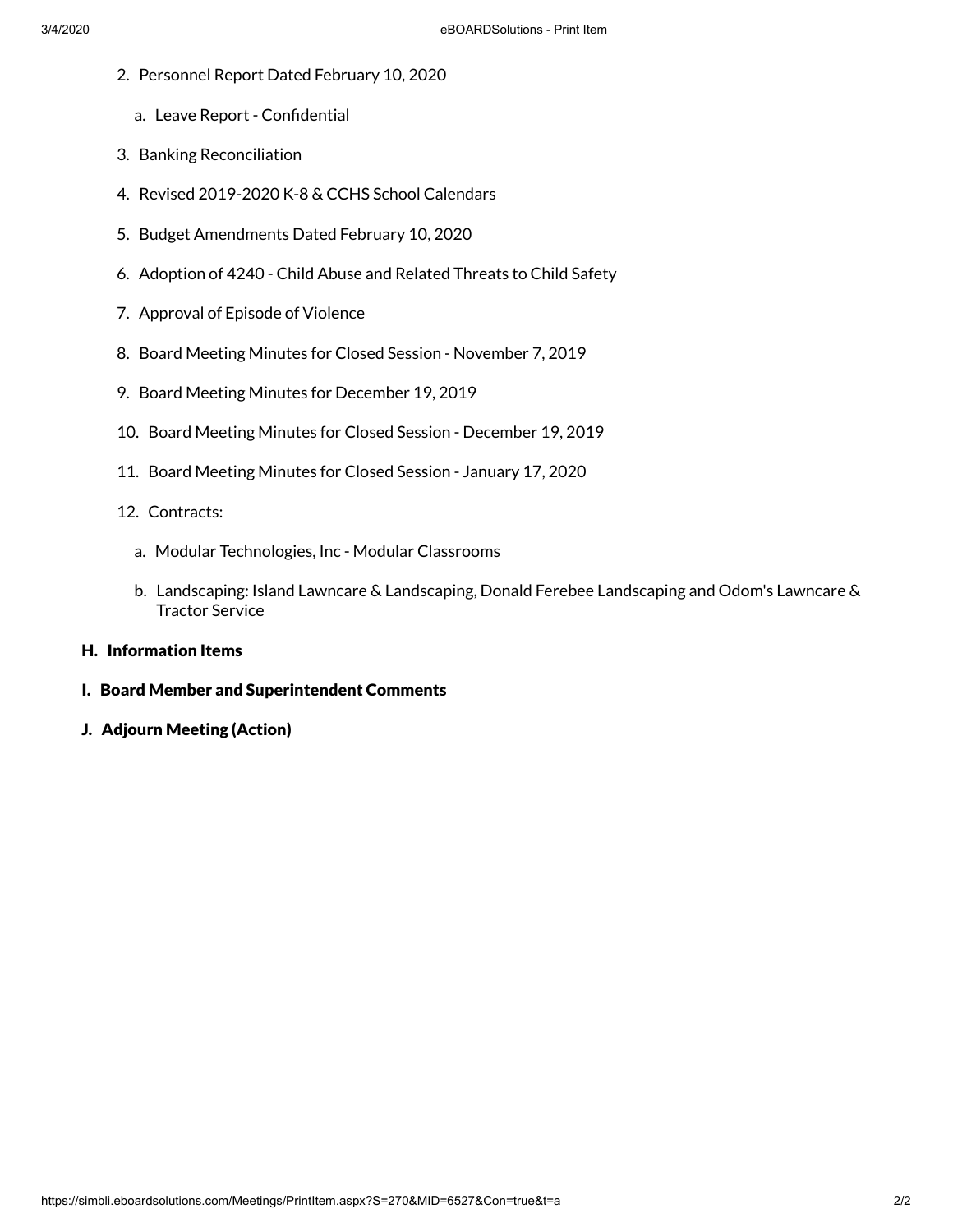2. Personnel Report Dated February 10, 2020
    a. Leave Report - Confidential
3. Banking Reconciliation
4. Revised 2019-2020 K-8 & CCHS School Calendars
5. Budget Amendments Dated February 10, 2020
6. Adoption of 4240 - Child Abuse and Related Threats to Child Safety
7. Approval of Episode of Violence
8. Board Meeting Minutes for Closed Session - November 7, 2019
9. Board Meeting Minutes for December 19, 2019
10. Board Meeting Minutes for Closed Session - December 19, 2019
11. Board Meeting Minutes for Closed Session - January 17, 2020
12. Contracts:
    a. Modular Technologies, Inc - Modular Classrooms
    b. Landscaping: Island Lawncare & Landscaping, Donald Ferebee Landscaping and Odom's Lawncare & Tractor Service

## H. Information Items

## I. Board Member and Superintendent Comments

## J. Adjourn Meeting (Action)